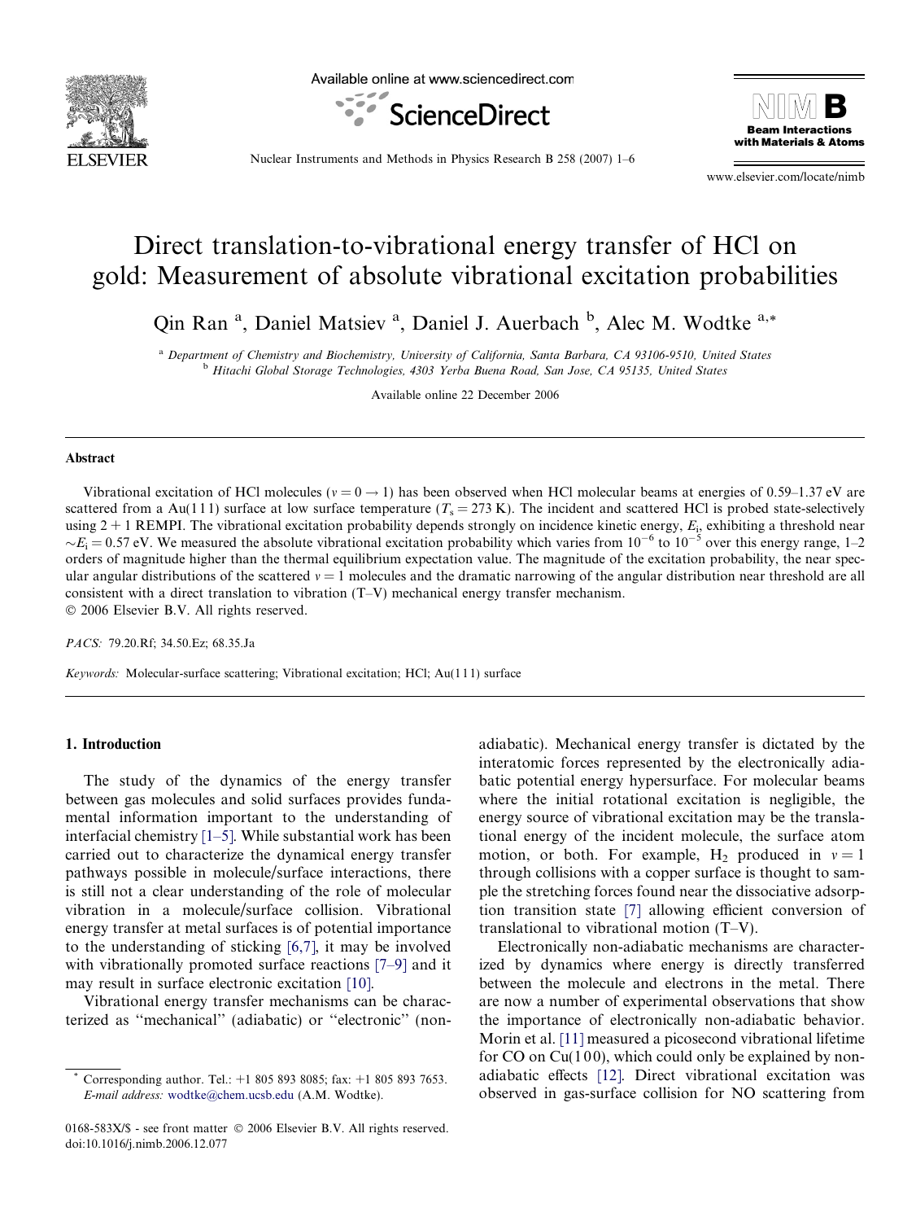Available online at www.sciencedirect.com

# Direct translation-to-vibrational energy transfer of HCl on gold: Measurement of absolute vibrational excitation probabilities

Qin Ran [a], Daniel Matsiev [a], Daniel J. Auerbach [b], Alec M. Wodtke [a,*]

[a] Department of Chemistry and Biochemistry, University of California, Santa Barbara, CA 93106-9510, United States
[b] Hitachi Global Storage Technologies, 4303 Yerba Buena Road, San Jose, CA 95135, United States

Available online 22 December 2006

## Abstract

Vibrational excitation of HCl molecules ($v = 0 \rightarrow 1$) has been observed when HCl molecular beams at energies of 0.59–1.37 eV are scattered from a Au(111) surface at low surface temperature ($T_s = 273$ K). The incident and scattered HCl is probed state-selectively using 2 + 1 REMPI. The vibrational excitation probability depends strongly on incidence kinetic energy, $E_i$, exhibiting a threshold near $\sim E_i = 0.57$ eV. We measured the absolute vibrational excitation probability which varies from $10^{-6}$ to $10^{-5}$ over this energy range, 1–2 orders of magnitude higher than the thermal equilibrium expectation value. The magnitude of the excitation probability, the near specular angular distributions of the scattered $v = 1$ molecules and the dramatic narrowing of the angular distribution near threshold are all consistent with a direct translation to vibration (T–V) mechanical energy transfer mechanism.
© 2006 Elsevier B.V. All rights reserved.

*PACS:* 79.20.Rf; 34.50.Ez; 68.35.Ja

*Keywords:* Molecular-surface scattering; Vibrational excitation; HCl; Au(111) surface

## 1. Introduction

The study of the dynamics of the energy transfer between gas molecules and solid surfaces provides fundamental information important to the understanding of interfacial chemistry [1–5]. While substantial work has been carried out to characterize the dynamical energy transfer pathways possible in molecule/surface interactions, there is still not a clear understanding of the role of molecular vibration in a molecule/surface collision. Vibrational energy transfer at metal surfaces is of potential importance to the understanding of sticking [6,7], it may be involved with vibrationally promoted surface reactions [7–9] and it may result in surface electronic excitation [10].

Vibrational energy transfer mechanisms can be characterized as "mechanical" (adiabatic) or "electronic" (non-adiabatic). Mechanical energy transfer is dictated by the interatomic forces represented by the electronically adiabatic potential energy hypersurface. For molecular beams where the initial rotational excitation is negligible, the energy source of vibrational excitation may be the translational energy of the incident molecule, the surface atom motion, or both. For example, $H_2$ produced in $v = 1$ through collisions with a copper surface is thought to sample the stretching forces found near the dissociative adsorption transition state [7] allowing efficient conversion of translational to vibrational motion (T–V).

Electronically non-adiabatic mechanisms are characterized by dynamics where energy is directly transferred between the molecule and electrons in the metal. There are now a number of experimental observations that show the importance of electronically non-adiabatic behavior. Morin et al. [11] measured a picosecond vibrational lifetime for CO on Cu(100), which could only be explained by non-adiabatic effects [12]. Direct vibrational excitation was observed in gas-surface collision for NO scattering from

* Corresponding author. Tel.: +1 805 893 8085; fax: +1 805 893 7653. E-mail address: wodtke@chem.ucsb.edu (A.M. Wodtke).

0168-583X/$ - see front matter © 2006 Elsevier B.V. All rights reserved.
doi:10.1016/j.nimb.2006.12.077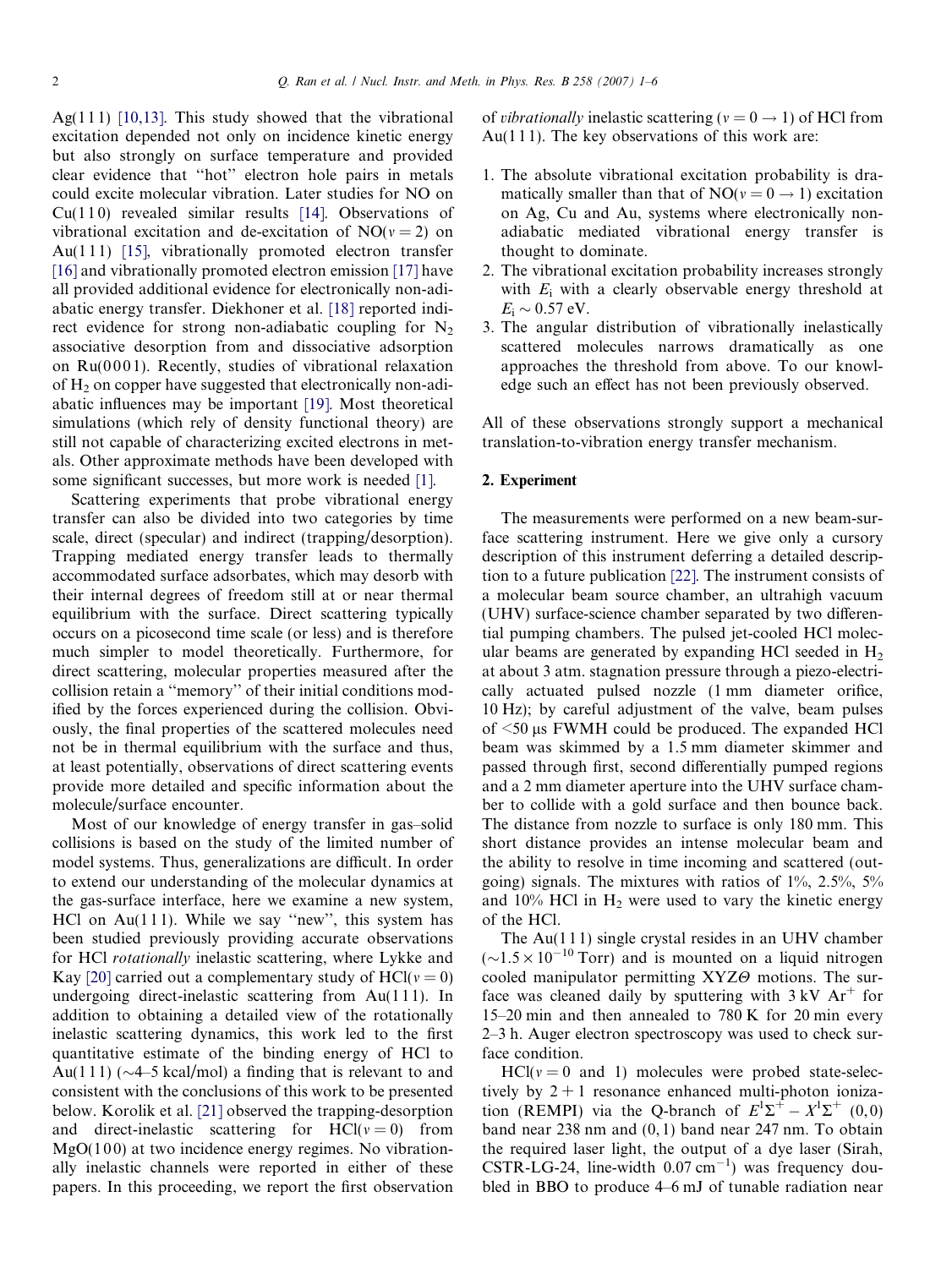Ag(1 1 1) [10,13]. This study showed that the vibrational excitation depended not only on incidence kinetic energy but also strongly on surface temperature and provided clear evidence that "hot" electron hole pairs in metals could excite molecular vibration. Later studies for NO on Cu(1 1 0) revealed similar results [14]. Observations of vibrational excitation and de-excitation of NO($v = 2$) on Au(1 1 1) [15], vibrationally promoted electron transfer [16] and vibrationally promoted electron emission [17] have all provided additional evidence for electronically non-adiabatic energy transfer. Diekhoner et al. [18] reported indirect evidence for strong non-adiabatic coupling for $N_2$ associative desorption from and dissociative adsorption on Ru(0 0 0 1). Recently, studies of vibrational relaxation of $H_2$ on copper have suggested that electronically non-adiabatic influences may be important [19]. Most theoretical simulations (which rely of density functional theory) are still not capable of characterizing excited electrons in metals. Other approximate methods have been developed with some significant successes, but more work is needed [1].

Scattering experiments that probe vibrational energy transfer can also be divided into two categories by time scale, direct (specular) and indirect (trapping/desorption). Trapping mediated energy transfer leads to thermally accommodated surface adsorbates, which may desorb with their internal degrees of freedom still at or near thermal equilibrium with the surface. Direct scattering typically occurs on a picosecond time scale (or less) and is therefore much simpler to model theoretically. Furthermore, for direct scattering, molecular properties measured after the collision retain a "memory" of their initial conditions modified by the forces experienced during the collision. Obviously, the final properties of the scattered molecules need not be in thermal equilibrium with the surface and thus, at least potentially, observations of direct scattering events provide more detailed and specific information about the molecule/surface encounter.

Most of our knowledge of energy transfer in gas–solid collisions is based on the study of the limited number of model systems. Thus, generalizations are difficult. In order to extend our understanding of the molecular dynamics at the gas-surface interface, here we examine a new system, HCl on Au(1 1 1). While we say "new", this system has been studied previously providing accurate observations for HCl *rotationally* inelastic scattering, where Lykke and Kay [20] carried out a complementary study of HCl($v = 0$) undergoing direct-inelastic scattering from Au(1 1 1). In addition to obtaining a detailed view of the rotationally inelastic scattering dynamics, this work led to the first quantitative estimate of the binding energy of HCl to Au(1 1 1) (~4–5 kcal/mol) a finding that is relevant to and consistent with the conclusions of this work to be presented below. Korolik et al. [21] observed the trapping-desorption and direct-inelastic scattering for HCl($v = 0$) from MgO(1 0 0) at two incidence energy regimes. No vibrationally inelastic channels were reported in either of these papers. In this proceeding, we report the first observation of *vibrationally* inelastic scattering ($v = 0 \to 1$) of HCl from Au(1 1 1). The key observations of this work are:

1. The absolute vibrational excitation probability is dramatically smaller than that of NO($v = 0 \to 1$) excitation on Ag, Cu and Au, systems where electronically non-adiabatic mediated vibrational energy transfer is thought to dominate.
2. The vibrational excitation probability increases strongly with $E_i$ with a clearly observable energy threshold at $E_i \sim 0.57$ eV.
3. The angular distribution of vibrationally inelastically scattered molecules narrows dramatically as one approaches the threshold from above. To our knowledge such an effect has not been previously observed.

All of these observations strongly support a mechanical translation-to-vibration energy transfer mechanism.

## 2. Experiment

The measurements were performed on a new beam-surface scattering instrument. Here we give only a cursory description of this instrument deferring a detailed description to a future publication [22]. The instrument consists of a molecular beam source chamber, an ultrahigh vacuum (UHV) surface-science chamber separated by two differential pumping chambers. The pulsed jet-cooled HCl molecular beams are generated by expanding HCl seeded in $H_2$ at about 3 atm. stagnation pressure through a piezo-electrically actuated pulsed nozzle (1 mm diameter orifice, 10 Hz); by careful adjustment of the valve, beam pulses of <50 μs FWMH could be produced. The expanded HCl beam was skimmed by a 1.5 mm diameter skimmer and passed through first, second differentially pumped regions and a 2 mm diameter aperture into the UHV surface chamber to collide with a gold surface and then bounce back. The distance from nozzle to surface is only 180 mm. This short distance provides an intense molecular beam and the ability to resolve in time incoming and scattered (outgoing) signals. The mixtures with ratios of 1%, 2.5%, 5% and 10% HCl in $H_2$ were used to vary the kinetic energy of the HCl.

The Au(1 1 1) single crystal resides in an UHV chamber (~$1.5 \times 10^{-10}$ Torr) and is mounted on a liquid nitrogen cooled manipulator permitting XYZ$\Theta$ motions. The surface was cleaned daily by sputtering with 3 kV $Ar^+$ for 15–20 min and then annealed to 780 K for 20 min every 2–3 h. Auger electron spectroscopy was used to check surface condition.

HCl($v = 0$ and 1) molecules were probed state-selectively by 2 + 1 resonance enhanced multi-photon ionization (REMPI) via the Q-branch of $E^1\Sigma^+ - X^1\Sigma^+$ (0, 0) band near 238 nm and (0, 1) band near 247 nm. To obtain the required laser light, the output of a dye laser (Sirah, CSTR-LG-24, line-width 0.07 cm$^{-1}$) was frequency doubled in BBO to produce 4–6 mJ of tunable radiation near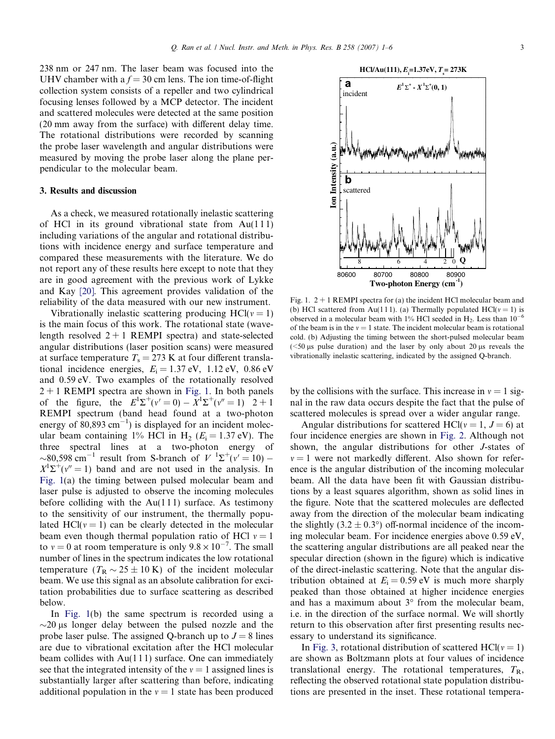238 nm or 247 nm. The laser beam was focused into the UHV chamber with a $f = 30$ cm lens. The ion time-of-flight collection system consists of a repeller and two cylindrical focusing lenses followed by a MCP detector. The incident and scattered molecules were detected at the same position (20 mm away from the surface) with different delay time. The rotational distributions were recorded by scanning the probe laser wavelength and angular distributions were measured by moving the probe laser along the plane perpendicular to the molecular beam.

## 3. Results and discussion

As a check, we measured rotationally inelastic scattering of HCl in its ground vibrational state from Au(111) including variations of the angular and rotational distributions with incidence energy and surface temperature and compared these measurements with the literature. We do not report any of these results here except to note that they are in good agreement with the previous work of Lykke and Kay [20]. This agreement provides validation of the reliability of the data measured with our new instrument.

Vibrationally inelastic scattering producing HCl($v = 1$) is the main focus of this work. The rotational state (wavelength resolved 2 + 1 REMPI spectra) and state-selected angular distributions (laser position scans) were measured at surface temperature $T_s = 273$ K at four different translational incidence energies, $E_i = 1.37$ eV, 1.12 eV, 0.86 eV and 0.59 eV. Two examples of the rotationally resolved 2 + 1 REMPI spectra are shown in Fig. 1. In both panels of the figure, the $E^1\Sigma^+(v' = 0) - X^1\Sigma^+(v'' = 1)$ 2 + 1 REMPI spectrum (band head found at a two-photon energy of 80,893 cm$^{-1}$) is displayed for an incident molecular beam containing 1% HCl in $H_2$ ($E_i = 1.37$ eV). The three spectral lines at a two-photon energy of ~80,598 cm$^{-1}$ result from S-branch of $V\ ^1\Sigma^+(v' = 10) - X^1\Sigma^+(v'' = 1)$ band and are not used in the analysis. In Fig. 1(a) the timing between pulsed molecular beam and laser pulse is adjusted to observe the incoming molecules before colliding with the Au(111) surface. As testimony to the sensitivity of our instrument, the thermally populated HCl($v = 1$) can be clearly detected in the molecular beam even though thermal population ratio of HCl $v = 1$ to $v = 0$ at room temperature is only $9.8 \times 10^{-7}$. The small number of lines in the spectrum indicates the low rotational temperature ($T_R \sim 25 \pm 10$ K) of the incident molecular beam. We use this signal as an absolute calibration for excitation probabilities due to surface scattering as described below.

In Fig. 1(b) the same spectrum is recorded using a ~20 μs longer delay between the pulsed nozzle and the probe laser pulse. The assigned Q-branch up to $J = 8$ lines are due to vibrational excitation after the HCl molecular beam collides with Au(111) surface. One can immediately see that the integrated intensity of the $v = 1$ assigned lines is substantially larger after scattering than before, indicating additional population in the $v = 1$ state has been produced by the collisions with the surface. This increase in $v = 1$ signal in the raw data occurs despite the fact that the pulse of scattered molecules is spread over a wider angular range.

Fig. 1. 2 + 1 REMPI spectra for (a) the incident HCl molecular beam and (b) HCl scattered from Au(111). (a) Thermally populated HCl($v = 1$) is observed in a molecular beam with 1% HCl seeded in $H_2$. Less than $10^{-6}$ of the beam is in the $v = 1$ state. The incident molecular beam is rotational cold. (b) Adjusting the timing between the short-pulsed molecular beam (<50 μs pulse duration) and the laser by only about 20 μs reveals the vibrationally inelastic scattering, indicated by the assigned Q-branch.

Angular distributions for scattered HCl($v = 1$, $J = 6$) at four incidence energies are shown in Fig. 2. Although not shown, the angular distributions for other $J$-states of $v = 1$ were not markedly different. Also shown for reference is the angular distribution of the incoming molecular beam. All the data have been fit with Gaussian distributions by a least squares algorithm, shown as solid lines in the figure. Note that the scattered molecules are deflected away from the direction of the molecular beam indicating the slightly ($3.2 \pm 0.3°$) off-normal incidence of the incoming molecular beam. For incidence energies above 0.59 eV, the scattering angular distributions are all peaked near the specular direction (shown in the figure) which is indicative of the direct-inelastic scattering. Note that the angular distribution obtained at $E_i = 0.59$ eV is much more sharply peaked than those obtained at higher incidence energies and has a maximum about 3° from the molecular beam, i.e. in the direction of the surface normal. We will shortly return to this observation after first presenting results necessary to understand its significance.

In Fig. 3, rotational distribution of scattered HCl($v = 1$) are shown as Boltzmann plots at four values of incidence translational energy. The rotational temperatures, $T_R$, reflecting the observed rotational state population distributions are presented in the inset. These rotational tempera-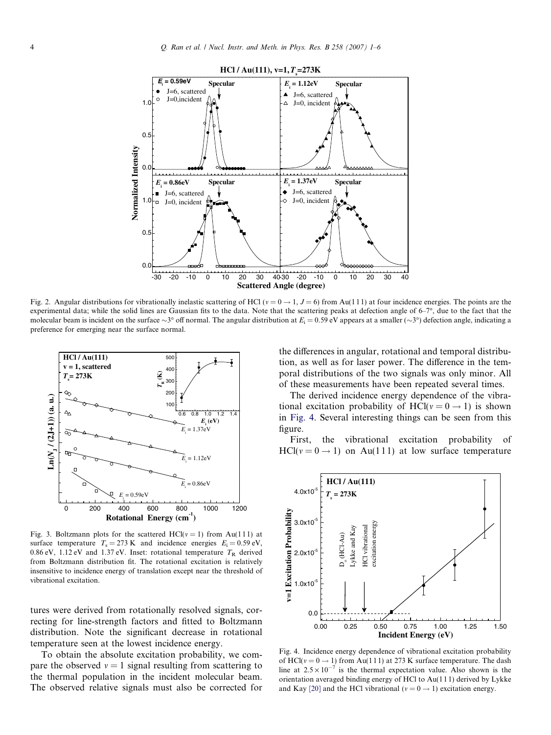Fig. 2. Angular distributions for vibrationally inelastic scattering of HCl ($v = 0 \rightarrow 1$, $J = 6$) from Au(111) at four incidence energies. The points are the experimental data; while the solid lines are Gaussian fits to the data. Note that the scattering peaks at defection angle of 6–7°, due to the fact that the molecular beam is incident on the surface ~3° off normal. The angular distribution at $E_i = 0.59$ eV appears at a smaller (~3°) defection angle, indicating a preference for emerging near the surface normal.

Fig. 3. Boltzmann plots for the scattered HCl($v = 1$) from Au(111) at surface temperature $T_s = 273$ K and incidence energies $E_i = 0.59$ eV, 0.86 eV, 1.12 eV and 1.37 eV. Inset: rotational temperature $T_R$ derived from Boltzmann distribution fit. The rotational excitation is relatively insensitive to incidence energy of translation except near the threshold of vibrational excitation.

tures were derived from rotationally resolved signals, correcting for line-strength factors and fitted to Boltzmann distribution. Note the significant decrease in rotational temperature seen at the lowest incidence energy.

To obtain the absolute excitation probability, we compare the observed $v = 1$ signal resulting from scattering to the thermal population in the incident molecular beam. The observed relative signals must also be corrected for the differences in angular, rotational and temporal distribution, as well as for laser power. The difference in the temporal distributions of the two signals was only minor. All of these measurements have been repeated several times.

The derived incidence energy dependence of the vibrational excitation probability of HCl($v = 0 \rightarrow 1$) is shown in Fig. 4. Several interesting things can be seen from this figure.

First, the vibrational excitation probability of HCl($v = 0 \rightarrow 1$) on Au(111) at low surface temperature

Fig. 4. Incidence energy dependence of vibrational excitation probability of HCl($v = 0 \rightarrow 1$) from Au(111) at 273 K surface temperature. The dash line at $2.5 \times 10^{-7}$ is the thermal expectation value. Also shown is the orientation averaged binding energy of HCl to Au(111) derived by Lykke and Kay [20] and the HCl vibrational ($v = 0 \rightarrow 1$) excitation energy.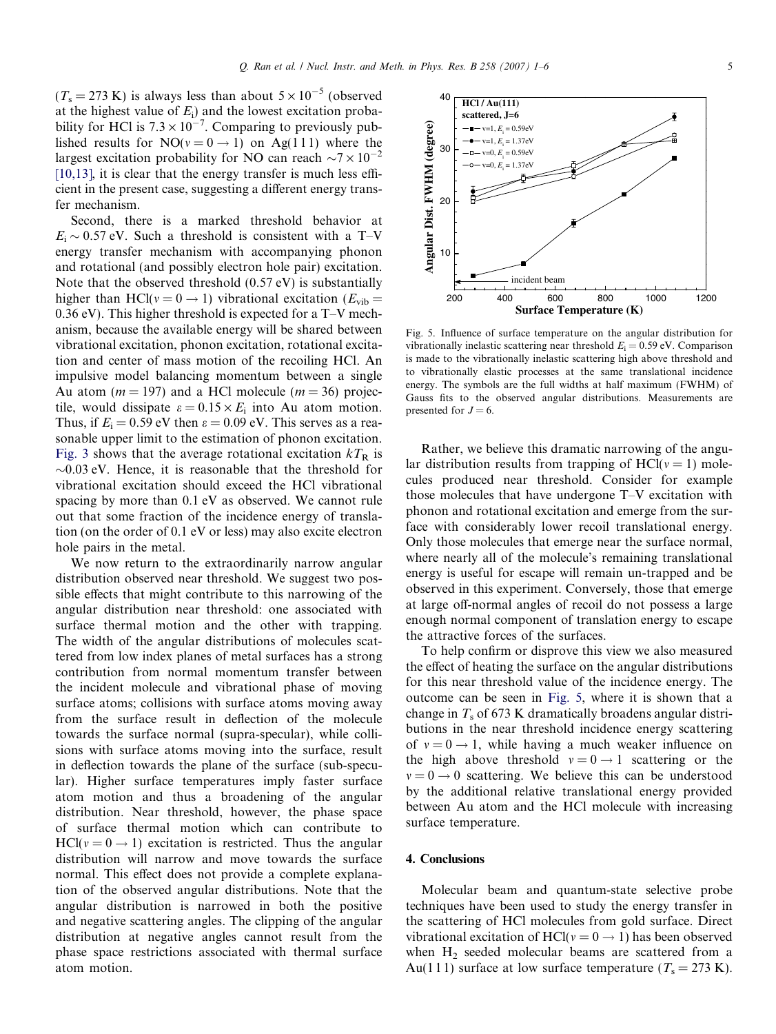($T_s = 273$ K) is always less than about $5 \times 10^{-5}$ (observed at the highest value of $E_i$) and the lowest excitation probability for HCl is $7.3 \times 10^{-7}$. Comparing to previously published results for NO($v = 0 \rightarrow 1$) on Ag(111) where the largest excitation probability for NO can reach $\sim 7 \times 10^{-2}$ [10,13], it is clear that the energy transfer is much less efficient in the present case, suggesting a different energy transfer mechanism.

Second, there is a marked threshold behavior at $E_i \sim 0.57$ eV. Such a threshold is consistent with a T–V energy transfer mechanism with accompanying phonon and rotational (and possibly electron hole pair) excitation. Note that the observed threshold (0.57 eV) is substantially higher than HCl($v = 0 \rightarrow 1$) vibrational excitation ($E_{vib} = 0.36$ eV). This higher threshold is expected for a T–V mechanism, because the available energy will be shared between vibrational excitation, phonon excitation, rotational excitation and center of mass motion of the recoiling HCl. An impulsive model balancing momentum between a single Au atom ($m = 197$) and a HCl molecule ($m = 36$) projectile, would dissipate $\varepsilon = 0.15 \times E_i$ into Au atom motion. Thus, if $E_i = 0.59$ eV then $\varepsilon = 0.09$ eV. This serves as a reasonable upper limit to the estimation of phonon excitation. Fig. 3 shows that the average rotational excitation $kT_R$ is $\sim$0.03 eV. Hence, it is reasonable that the threshold for vibrational excitation should exceed the HCl vibrational spacing by more than 0.1 eV as observed. We cannot rule out that some fraction of the incidence energy of translation (on the order of 0.1 eV or less) may also excite electron hole pairs in the metal.

We now return to the extraordinarily narrow angular distribution observed near threshold. We suggest two possible effects that might contribute to this narrowing of the angular distribution near threshold: one associated with surface thermal motion and the other with trapping. The width of the angular distributions of molecules scattered from low index planes of metal surfaces has a strong contribution from normal momentum transfer between the incident molecule and vibrational phase of moving surface atoms; collisions with surface atoms moving away from the surface result in deflection of the molecule towards the surface normal (supra-specular), while collisions with surface atoms moving into the surface, result in deflection towards the plane of the surface (sub-specular). Higher surface temperatures imply faster surface atom motion and thus a broadening of the angular distribution. Near threshold, however, the phase space of surface thermal motion which can contribute to HCl($v = 0 \rightarrow 1$) excitation is restricted. Thus the angular distribution will narrow and move towards the surface normal. This effect does not provide a complete explanation of the observed angular distributions. Note that the angular distribution is narrowed in both the positive and negative scattering angles. The clipping of the angular distribution at negative angles cannot result from the phase space restrictions associated with thermal surface atom motion.

Fig. 5. Influence of surface temperature on the angular distribution for vibrationally inelastic scattering near threshold $E_i = 0.59$ eV. Comparison is made to the vibrationally inelastic scattering high above threshold and to vibrationally elastic processes at the same translational incidence energy. The symbols are the full widths at half maximum (FWHM) of Gauss fits to the observed angular distributions. Measurements are presented for $J = 6$.

Rather, we believe this dramatic narrowing of the angular distribution results from trapping of HCl($v = 1$) molecules produced near threshold. Consider for example those molecules that have undergone T–V excitation with phonon and rotational excitation and emerge from the surface with considerably lower recoil translational energy. Only those molecules that emerge near the surface normal, where nearly all of the molecule's remaining translational energy is useful for escape will remain un-trapped and be observed in this experiment. Conversely, those that emerge at large off-normal angles of recoil do not possess a large enough normal component of translation energy to escape the attractive forces of the surfaces.

To help confirm or disprove this view we also measured the effect of heating the surface on the angular distributions for this near threshold value of the incidence energy. The outcome can be seen in Fig. 5, where it is shown that a change in $T_s$ of 673 K dramatically broadens angular distributions in the near threshold incidence energy scattering of $v = 0 \rightarrow 1$, while having a much weaker influence on the high above threshold $v = 0 \rightarrow 1$ scattering or the $v = 0 \rightarrow 0$ scattering. We believe this can be understood by the additional relative translational energy provided between Au atom and the HCl molecule with increasing surface temperature.

## 4. Conclusions

Molecular beam and quantum-state selective probe techniques have been used to study the energy transfer in the scattering of HCl molecules from gold surface. Direct vibrational excitation of HCl($v = 0 \rightarrow 1$) has been observed when $H_2$ seeded molecular beams are scattered from a Au(111) surface at low surface temperature ($T_s = 273$ K).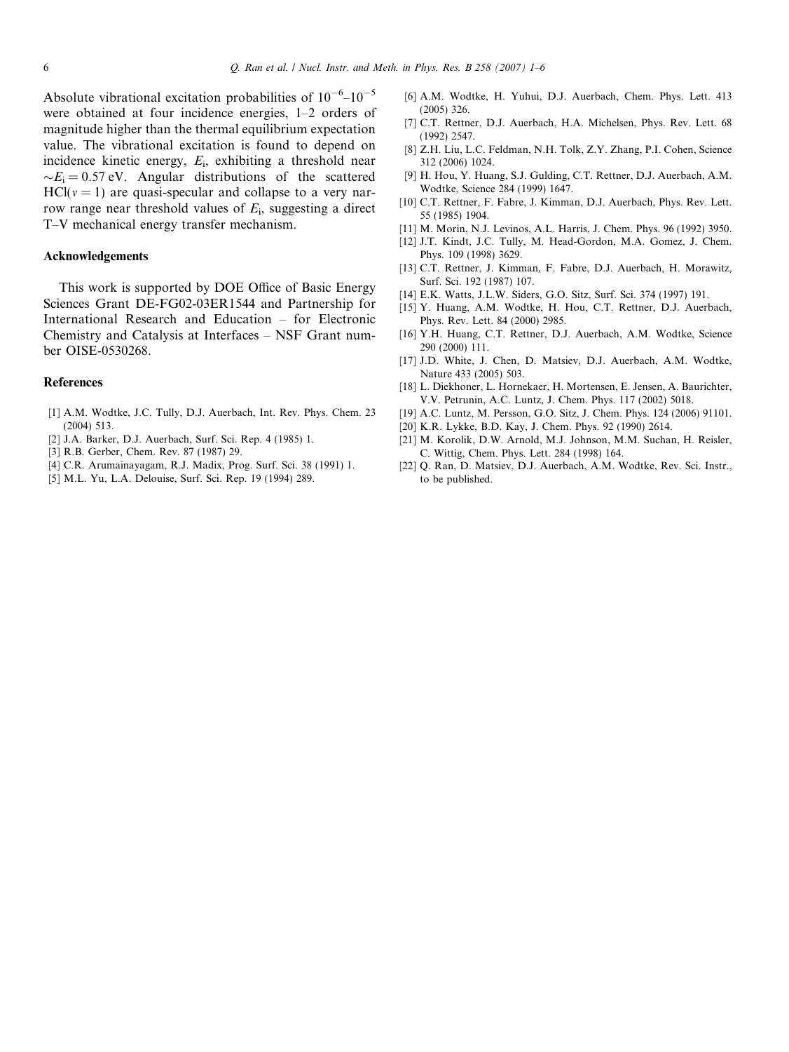Absolute vibrational excitation probabilities of $10^{-6}$–$10^{-5}$ were obtained at four incidence energies, 1–2 orders of magnitude higher than the thermal equilibrium expectation value. The vibrational excitation is found to depend on incidence kinetic energy, $E_i$, exhibiting a threshold near $\sim E_i = 0.57$ eV. Angular distributions of the scattered HCl($v = 1$) are quasi-specular and collapse to a very narrow range near threshold values of $E_i$, suggesting a direct T–V mechanical energy transfer mechanism.

## Acknowledgements

This work is supported by DOE Office of Basic Energy Sciences Grant DE-FG02-03ER1544 and Partnership for International Research and Education – for Electronic Chemistry and Catalysis at Interfaces – NSF Grant number OISE-0530268.

## References

[1] A.M. Wodtke, J.C. Tully, D.J. Auerbach, Int. Rev. Phys. Chem. 23 (2004) 513.

[2] J.A. Barker, D.J. Auerbach, Surf. Sci. Rep. 4 (1985) 1.

[3] R.B. Gerber, Chem. Rev. 87 (1987) 29.

[4] C.R. Arumainayagam, R.J. Madix, Prog. Surf. Sci. 38 (1991) 1.

[5] M.L. Yu, L.A. Delouise, Surf. Sci. Rep. 19 (1994) 289.

[6] A.M. Wodtke, H. Yuhui, D.J. Auerbach, Chem. Phys. Lett. 413 (2005) 326.

[7] C.T. Rettner, D.J. Auerbach, H.A. Michelsen, Phys. Rev. Lett. 68 (1992) 2547.

[8] Z.H. Liu, L.C. Feldman, N.H. Tolk, Z.Y. Zhang, P.I. Cohen, Science 312 (2006) 1024.

[9] H. Hou, Y. Huang, S.J. Gulding, C.T. Rettner, D.J. Auerbach, A.M. Wodtke, Science 284 (1999) 1647.

[10] C.T. Rettner, F. Fabre, J. Kimman, D.J. Auerbach, Phys. Rev. Lett. 55 (1985) 1904.

[11] M. Morin, N.J. Levinos, A.L. Harris, J. Chem. Phys. 96 (1992) 3950.

[12] J.T. Kindt, J.C. Tully, M. Head-Gordon, M.A. Gomez, J. Chem. Phys. 109 (1998) 3629.

[13] C.T. Rettner, J. Kimman, F. Fabre, D.J. Auerbach, H. Morawitz, Surf. Sci. 192 (1987) 107.

[14] E.K. Watts, J.L.W. Siders, G.O. Sitz, Surf. Sci. 374 (1997) 191.

[15] Y. Huang, A.M. Wodtke, H. Hou, C.T. Rettner, D.J. Auerbach, Phys. Rev. Lett. 84 (2000) 2985.

[16] Y.H. Huang, C.T. Rettner, D.J. Auerbach, A.M. Wodtke, Science 290 (2000) 111.

[17] J.D. White, J. Chen, D. Matsiev, D.J. Auerbach, A.M. Wodtke, Nature 433 (2005) 503.

[18] L. Diekhoner, L. Hornekaer, H. Mortensen, E. Jensen, A. Baurichter, V.V. Petrunin, A.C. Luntz, J. Chem. Phys. 117 (2002) 5018.

[19] A.C. Luntz, M. Persson, G.O. Sitz, J. Chem. Phys. 124 (2006) 91101.

[20] K.R. Lykke, B.D. Kay, J. Chem. Phys. 92 (1990) 2614.

[21] M. Korolik, D.W. Arnold, M.J. Johnson, M.M. Suchan, H. Reisler, C. Wittig, Chem. Phys. Lett. 284 (1998) 164.

[22] Q. Ran, D. Matsiev, D.J. Auerbach, A.M. Wodtke, Rev. Sci. Instr., to be published.